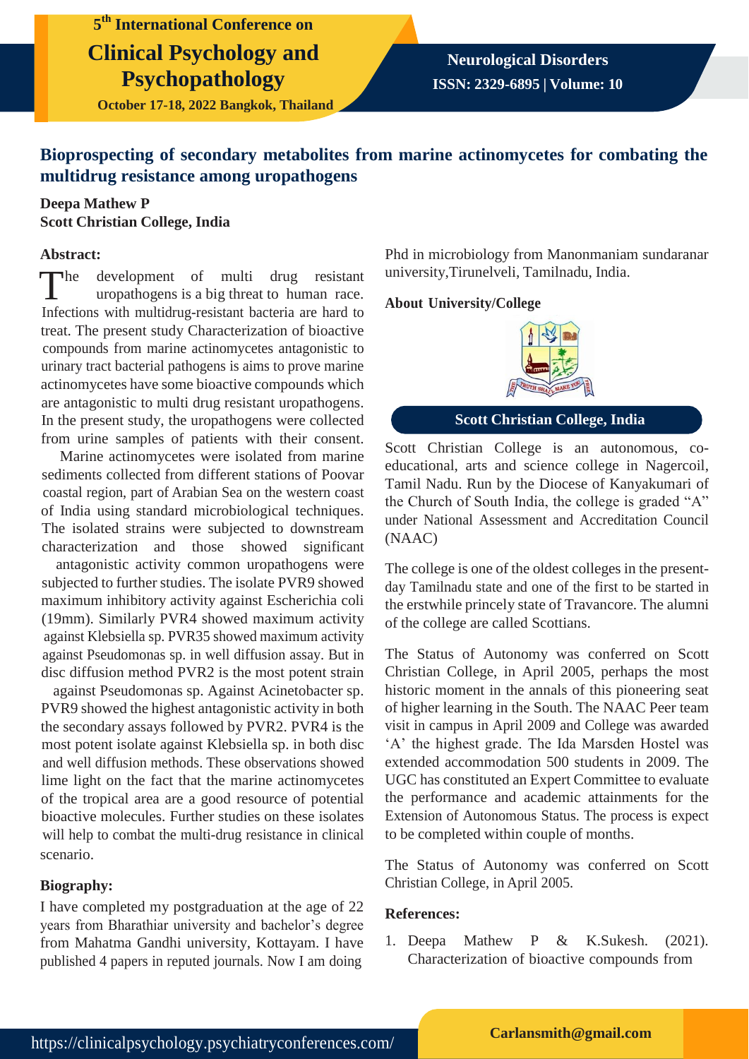# Bioprospecting of secondary metabolites from marine actinomycetes for combating the multidrug resistance among uropathogens

**Deepa Mathew P**
**Scott Christian College, India**

### Abstract:

The development of multi drug resistant uropathogens is a big threat to human race. Infections with multidrug-resistant bacteria are hard to treat. The present study Characterization of bioactive compounds from marine actinomycetes antagonistic to urinary tract bacterial pathogens is aims to prove marine actinomycetes have some bioactive compounds which are antagonistic to multi drug resistant uropathogens. In the present study, the uropathogens were collected from urine samples of patients with their consent.

Marine actinomycetes were isolated from marine sediments collected from different stations of Poovar coastal region, part of Arabian Sea on the western coast of India using standard microbiological techniques. The isolated strains were subjected to downstream characterization and those showed significant antagonistic activity common uropathogens were subjected to further studies. The isolate PVR9 showed maximum inhibitory activity against Escherichia coli (19mm). Similarly PVR4 showed maximum activity against Klebsiella sp. PVR35 showed maximum activity against Pseudomonas sp. in well diffusion assay. But in disc diffusion method PVR2 is the most potent strain against Pseudomonas sp. Against Acinetobacter sp. PVR9 showed the highest antagonistic activity in both the secondary assays followed by PVR2. PVR4 is the most potent isolate against Klebsiella sp. in both disc and well diffusion methods. These observations showed lime light on the fact that the marine actinomycetes of the tropical area are a good resource of potential bioactive molecules. Further studies on these isolates will help to combat the multi-drug resistance in clinical scenario.

### Biography:

I have completed my postgraduation at the age of 22 years from Bharathiar university and bachelor's degree from Mahatma Gandhi university, Kottayam. I have published 4 papers in reputed journals. Now I am doing Phd in microbiology from Manonmaniam sundaranar university,Tirunelveli, Tamilnadu, India.

### About University/College

**Scott Christian College, India**

Scott Christian College is an autonomous, co-educational, arts and science college in Nagercoil, Tamil Nadu. Run by the Diocese of Kanyakumari of the Church of South India, the college is graded "A" under National Assessment and Accreditation Council (NAAC)

The college is one of the oldest colleges in the present-day Tamilnadu state and one of the first to be started in the erstwhile princely state of Travancore. The alumni of the college are called Scottians.

The Status of Autonomy was conferred on Scott Christian College, in April 2005, perhaps the most historic moment in the annals of this pioneering seat of higher learning in the South. The NAAC Peer team visit in campus in April 2009 and College was awarded 'A' the highest grade. The Ida Marsden Hostel was extended accommodation 500 students in 2009. The UGC has constituted an Expert Committee to evaluate the performance and academic attainments for the Extension of Autonomous Status. The process is expect to be completed within couple of months.

The Status of Autonomy was conferred on Scott Christian College, in April 2005.

### References:

1. Deepa Mathew P & K.Sukesh. (2021). Characterization of bioactive compounds from

Carlansmith@gmail.com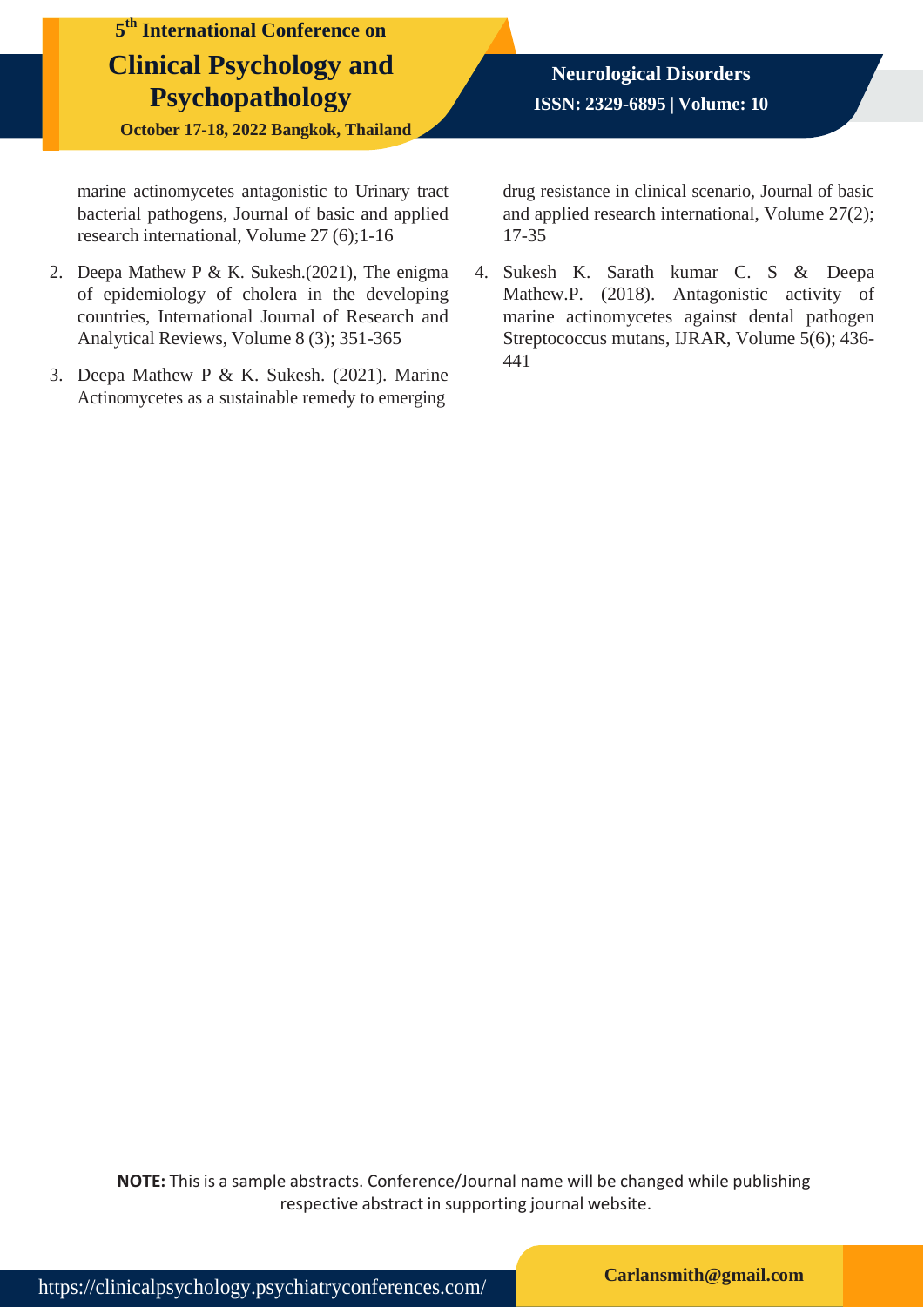marine actinomycetes antagonistic to Urinary tract bacterial pathogens, Journal of basic and applied research international, Volume 27 (6);1-16

2. Deepa Mathew P & K. Sukesh.(2021), The enigma of epidemiology of cholera in the developing countries, International Journal of Research and Analytical Reviews, Volume 8 (3); 351-365

3. Deepa Mathew P & K. Sukesh. (2021). Marine Actinomycetes as a sustainable remedy to emerging drug resistance in clinical scenario, Journal of basic and applied research international, Volume 27(2); 17-35

4. Sukesh K. Sarath kumar C. S & Deepa Mathew.P. (2018). Antagonistic activity of marine actinomycetes against dental pathogen Streptococcus mutans, IJRAR, Volume 5(6); 436-441

**NOTE:** This is a sample abstracts. Conference/Journal name will be changed while publishing respective abstract in supporting journal website.